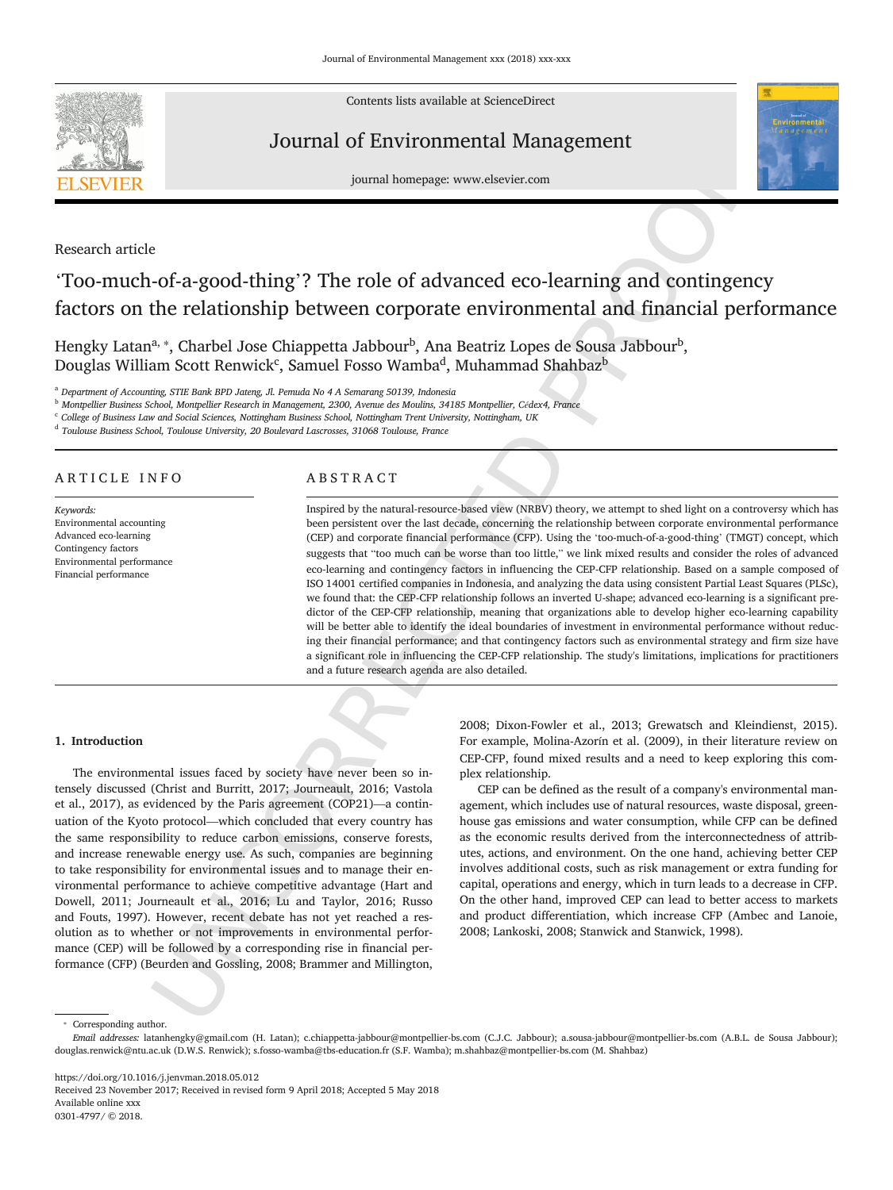Research article

# 'Too-much-of-a-good-thing'? The role of advanced eco-learning and contingency factors on the relationship between corporate environmental and financial performance

Hengky Latan[a,*], Charbel Jose Chiappetta Jabbour[b], Ana Beatriz Lopes de Sousa Jabbour[b], Douglas William Scott Renwick[c], Samuel Fosso Wamba[d], Muhammad Shahbaz[b]

[a] *Department of Accounting, STIE Bank BPD Jateng, Jl. Pemuda No 4 A Semarang 50139, Indonesia*
[b] *Montpellier Business School, Montpellier Research in Management, 2300, Avenue des Moulins, 34185 Montpellier, Cédex4, France*
[c] *College of Business Law and Social Sciences, Nottingham Business School, Nottingham Trent University, Nottingham, UK*
[d] *Toulouse Business School, Toulouse University, 20 Boulevard Lascrosses, 31068 Toulouse, France*

## ARTICLE INFO

*Keywords:*
Environmental accounting
Advanced eco-learning
Contingency factors
Environmental performance
Financial performance

## ABSTRACT

Inspired by the natural-resource-based view (NRBV) theory, we attempt to shed light on a controversy which has been persistent over the last decade, concerning the relationship between corporate environmental performance (CEP) and corporate financial performance (CFP). Using the 'too-much-of-a-good-thing' (TMGT) concept, which suggests that "too much can be worse than too little," we link mixed results and consider the roles of advanced eco-learning and contingency factors in influencing the CEP-CFP relationship. Based on a sample composed of ISO 14001 certified companies in Indonesia, and analyzing the data using consistent Partial Least Squares (PLSc), we found that: the CEP-CFP relationship follows an inverted U-shape; advanced eco-learning is a significant predictor of the CEP-CFP relationship, meaning that organizations able to develop higher eco-learning capability will be better able to identify the ideal boundaries of investment in environmental performance without reducing their financial performance; and that contingency factors such as environmental strategy and firm size have a significant role in influencing the CEP-CFP relationship. The study's limitations, implications for practitioners and a future research agenda are also detailed.

## 1. Introduction

The environmental issues faced by society have never been so intensely discussed (Christ and Burritt, 2017; Journeault, 2016; Vastola et al., 2017), as evidenced by the Paris agreement (COP21)—a continuation of the Kyoto protocol—which concluded that every country has the same responsibility to reduce carbon emissions, conserve forests, and increase renewable energy use. As such, companies are beginning to take responsibility for environmental issues and to manage their environmental performance to achieve competitive advantage (Hart and Dowell, 2011; Journeault et al., 2016; Lu and Taylor, 2016; Russo and Fouts, 1997). However, recent debate has not yet reached a resolution as to whether or not improvements in environmental performance (CEP) will be followed by a corresponding rise in financial performance (CFP) (Beurden and Gossling, 2008; Brammer and Millington, 2008; Dixon-Fowler et al., 2013; Grewatsch and Kleindienst, 2015). For example, Molina-Azorín et al. (2009), in their literature review on CEP-CFP, found mixed results and a need to keep exploring this complex relationship.

CEP can be defined as the result of a company's environmental management, which includes use of natural resources, waste disposal, greenhouse gas emissions and water consumption, while CFP can be defined as the economic results derived from the interconnectedness of attributes, actions, and environment. On the one hand, achieving better CEP involves additional costs, such as risk management or extra funding for capital, operations and energy, which in turn leads to a decrease in CFP. On the other hand, improved CEP can lead to better access to markets and product differentiation, which increase CFP (Ambec and Lanoie, 2008; Lankoski, 2008; Stanwick and Stanwick, 1998).

* Corresponding author.
*Email addresses:* latanhengky@gmail.com (H. Latan); c.chiappetta-jabbour@montpellier-bs.com (C.J.C. Jabbour); a.sousa-jabbour@montpellier-bs.com (A.B.L. de Sousa Jabbour); douglas.renwick@ntu.ac.uk (D.W.S. Renwick); s.fosso-wamba@tbs-education.fr (S.F. Wamba); m.shahbaz@montpellier-bs.com (M. Shahbaz)

https://doi.org/10.1016/j.jenvman.2018.05.012
Received 23 November 2017; Received in revised form 9 April 2018; Accepted 5 May 2018
Available online xxx
0301-4797/ © 2018.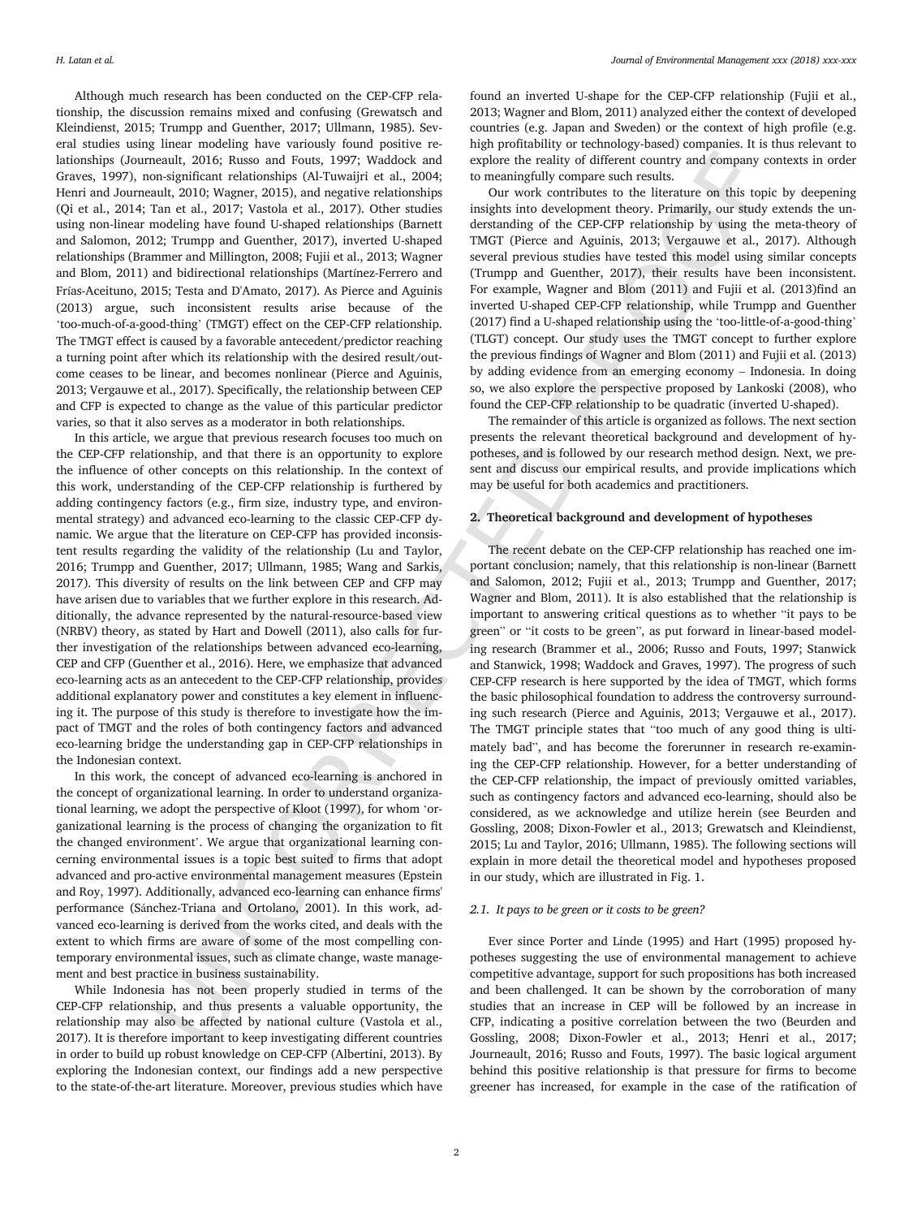Although much research has been conducted on the CEP-CFP relationship, the discussion remains mixed and confusing (Grewatsch and Kleindienst, 2015; Trumpp and Guenther, 2017; Ullmann, 1985). Several studies using linear modeling have variously found positive relationships (Journeault, 2016; Russo and Fouts, 1997; Waddock and Graves, 1997), non-significant relationships (Al-Tuwaijri et al., 2004; Henri and Journeault, 2010; Wagner, 2015), and negative relationships (Qi et al., 2014; Tan et al., 2017; Vastola et al., 2017). Other studies using non-linear modeling have found U-shaped relationships (Barnett and Salomon, 2012; Trumpp and Guenther, 2017), inverted U-shaped relationships (Brammer and Millington, 2008; Fujii et al., 2013; Wagner and Blom, 2011) and bidirectional relationships (Martínez-Ferrero and Frías-Aceituno, 2015; Testa and D'Amato, 2017). As Pierce and Aguinis (2013) argue, such inconsistent results arise because of the 'too-much-of-a-good-thing' (TMGT) effect on the CEP-CFP relationship. The TMGT effect is caused by a favorable antecedent/predictor reaching a turning point after which its relationship with the desired result/outcome ceases to be linear, and becomes nonlinear (Pierce and Aguinis, 2013; Vergauwe et al., 2017). Specifically, the relationship between CEP and CFP is expected to change as the value of this particular predictor varies, so that it also serves as a moderator in both relationships.

In this article, we argue that previous research focuses too much on the CEP-CFP relationship, and that there is an opportunity to explore the influence of other concepts on this relationship. In the context of this work, understanding of the CEP-CFP relationship is furthered by adding contingency factors (e.g., firm size, industry type, and environmental strategy) and advanced eco-learning to the classic CEP-CFP dynamic. We argue that the literature on CEP-CFP has provided inconsistent results regarding the validity of the relationship (Lu and Taylor, 2016; Trumpp and Guenther, 2017; Ullmann, 1985; Wang and Sarkis, 2017). This diversity of results on the link between CEP and CFP may have arisen due to variables that we further explore in this research. Additionally, the advance represented by the natural-resource-based view (NRBV) theory, as stated by Hart and Dowell (2011), also calls for further investigation of the relationships between advanced eco-learning, CEP and CFP (Guenther et al., 2016). Here, we emphasize that advanced eco-learning acts as an antecedent to the CEP-CFP relationship, provides additional explanatory power and constitutes a key element in influencing it. The purpose of this study is therefore to investigate how the impact of TMGT and the roles of both contingency factors and advanced eco-learning bridge the understanding gap in CEP-CFP relationships in the Indonesian context.

In this work, the concept of advanced eco-learning is anchored in the concept of organizational learning. In order to understand organizational learning, we adopt the perspective of Kloot (1997), for whom 'organizational learning is the process of changing the organization to fit the changed environment'. We argue that organizational learning concerning environmental issues is a topic best suited to firms that adopt advanced and pro-active environmental management measures (Epstein and Roy, 1997). Additionally, advanced eco-learning can enhance firms' performance (Sánchez-Triana and Ortolano, 2001). In this work, advanced eco-learning is derived from the works cited, and deals with the extent to which firms are aware of some of the most compelling contemporary environmental issues, such as climate change, waste management and best practice in business sustainability.

While Indonesia has not been properly studied in terms of the CEP-CFP relationship, and thus presents a valuable opportunity, the relationship may also be affected by national culture (Vastola et al., 2017). It is therefore important to keep investigating different countries in order to build up robust knowledge on CEP-CFP (Albertini, 2013). By exploring the Indonesian context, our findings add a new perspective to the state-of-the-art literature. Moreover, previous studies which have found an inverted U-shape for the CEP-CFP relationship (Fujii et al., 2013; Wagner and Blom, 2011) analyzed either the context of developed countries (e.g. Japan and Sweden) or the context of high profile (e.g. high profitability or technology-based) companies. It is thus relevant to explore the reality of different country and company contexts in order to meaningfully compare such results.

Our work contributes to the literature on this topic by deepening insights into development theory. Primarily, our study extends the understanding of the CEP-CFP relationship by using the meta-theory of TMGT (Pierce and Aguinis, 2013; Vergauwe et al., 2017). Although several previous studies have tested this model using similar concepts (Trumpp and Guenther, 2017), their results have been inconsistent. For example, Wagner and Blom (2011) and Fujii et al. (2013)find an inverted U-shaped CEP-CFP relationship, while Trumpp and Guenther (2017) find a U-shaped relationship using the 'too-little-of-a-good-thing' (TLGT) concept. Our study uses the TMGT concept to further explore the previous findings of Wagner and Blom (2011) and Fujii et al. (2013) by adding evidence from an emerging economy – Indonesia. In doing so, we also explore the perspective proposed by Lankoski (2008), who found the CEP-CFP relationship to be quadratic (inverted U-shaped).

The remainder of this article is organized as follows. The next section presents the relevant theoretical background and development of hypotheses, and is followed by our research method design. Next, we present and discuss our empirical results, and provide implications which may be useful for both academics and practitioners.

## 2. Theoretical background and development of hypotheses

The recent debate on the CEP-CFP relationship has reached one important conclusion; namely, that this relationship is non-linear (Barnett and Salomon, 2012; Fujii et al., 2013; Trumpp and Guenther, 2017; Wagner and Blom, 2011). It is also established that the relationship is important to answering critical questions as to whether "it pays to be green" or "it costs to be green", as put forward in linear-based modeling research (Brammer et al., 2006; Russo and Fouts, 1997; Stanwick and Stanwick, 1998; Waddock and Graves, 1997). The progress of such CEP-CFP research is here supported by the idea of TMGT, which forms the basic philosophical foundation to address the controversy surrounding such research (Pierce and Aguinis, 2013; Vergauwe et al., 2017). The TMGT principle states that "too much of any good thing is ultimately bad", and has become the forerunner in research re-examining the CEP-CFP relationship. However, for a better understanding of the CEP-CFP relationship, the impact of previously omitted variables, such as contingency factors and advanced eco-learning, should also be considered, as we acknowledge and utilize herein (see Beurden and Gossling, 2008; Dixon-Fowler et al., 2013; Grewatsch and Kleindienst, 2015; Lu and Taylor, 2016; Ullmann, 1985). The following sections will explain in more detail the theoretical model and hypotheses proposed in our study, which are illustrated in Fig. 1.

### 2.1. It pays to be green or it costs to be green?

Ever since Porter and Linde (1995) and Hart (1995) proposed hypotheses suggesting the use of environmental management to achieve competitive advantage, support for such propositions has both increased and been challenged. It can be shown by the corroboration of many studies that an increase in CEP will be followed by an increase in CFP, indicating a positive correlation between the two (Beurden and Gossling, 2008; Dixon-Fowler et al., 2013; Henri et al., 2017; Journeault, 2016; Russo and Fouts, 1997). The basic logical argument behind this positive relationship is that pressure for firms to become greener has increased, for example in the case of the ratification of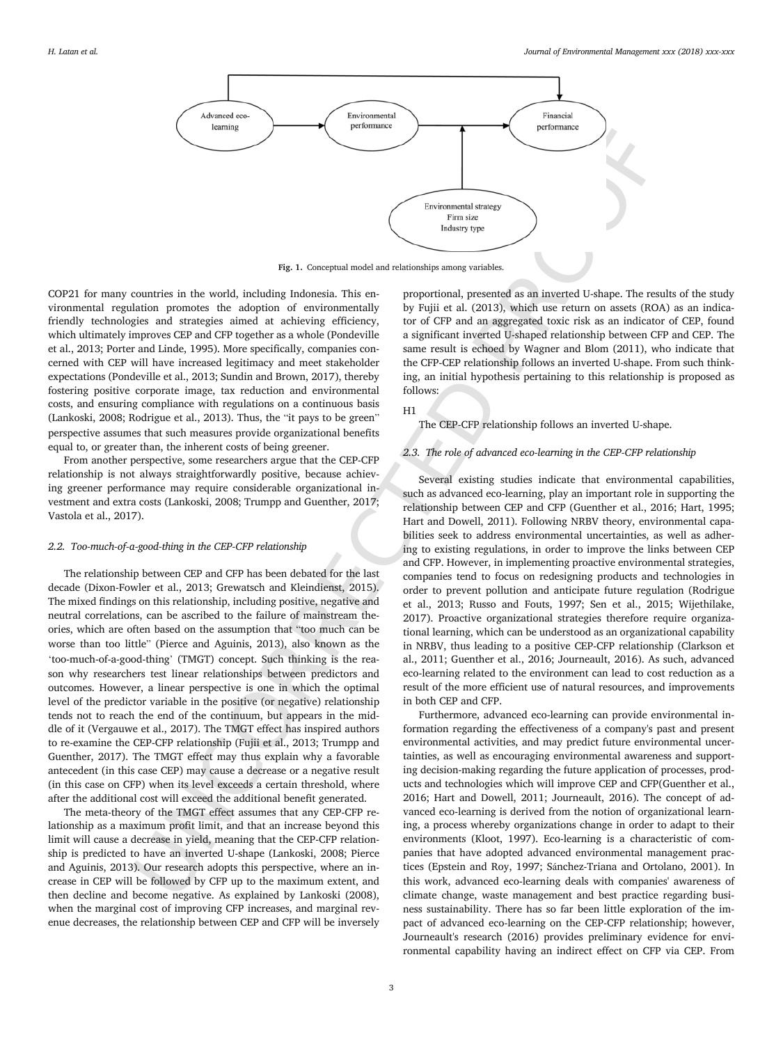Advanced eco-learning

Environmental performance

Financial performance

Environmental strategy
Firm size
Industry type

**Fig. 1.** Conceptual model and relationships among variables.

COP21 for many countries in the world, including Indonesia. This environmental regulation promotes the adoption of environmentally friendly technologies and strategies aimed at achieving efficiency, which ultimately improves CEP and CFP together as a whole (Pondeville et al., 2013; Porter and Linde, 1995). More specifically, companies concerned with CEP will have increased legitimacy and meet stakeholder expectations (Pondeville et al., 2013; Sundin and Brown, 2017), thereby fostering positive corporate image, tax reduction and environmental costs, and ensuring compliance with regulations on a continuous basis (Lankoski, 2008; Rodrigue et al., 2013). Thus, the "it pays to be green" perspective assumes that such measures provide organizational benefits equal to, or greater than, the inherent costs of being greener.

From another perspective, some researchers argue that the CEP-CFP relationship is not always straightforwardly positive, because achieving greener performance may require considerable organizational investment and extra costs (Lankoski, 2008; Trumpp and Guenther, 2017; Vastola et al., 2017).

### 2.2. Too-much-of-a-good-thing in the CEP-CFP relationship

The relationship between CEP and CFP has been debated for the last decade (Dixon-Fowler et al., 2013; Grewatsch and Kleindienst, 2015). The mixed findings on this relationship, including positive, negative and neutral correlations, can be ascribed to the failure of mainstream theories, which are often based on the assumption that "too much can be worse than too little" (Pierce and Aguinis, 2013), also known as the 'too-much-of-a-good-thing' (TMGT) concept. Such thinking is the reason why researchers test linear relationships between predictors and outcomes. However, a linear perspective is one in which the optimal level of the predictor variable in the positive (or negative) relationship tends not to reach the end of the continuum, but appears in the middle of it (Vergauwe et al., 2017). The TMGT effect has inspired authors to re-examine the CEP-CFP relationship (Fujii et al., 2013; Trumpp and Guenther, 2017). The TMGT effect may thus explain why a favorable antecedent (in this case CEP) may cause a decrease or a negative result (in this case on CFP) when its level exceeds a certain threshold, where after the additional cost will exceed the additional benefit generated.

The meta-theory of the TMGT effect assumes that any CEP-CFP relationship as a maximum profit limit, and that an increase beyond this limit will cause a decrease in yield, meaning that the CEP-CFP relationship is predicted to have an inverted U-shape (Lankoski, 2008; Pierce and Aguinis, 2013). Our research adopts this perspective, where an increase in CEP will be followed by CFP up to the maximum extent, and then decline and become negative. As explained by Lankoski (2008), when the marginal cost of improving CFP increases, and marginal revenue decreases, the relationship between CEP and CFP will be inversely proportional, presented as an inverted U-shape. The results of the study by Fujii et al. (2013), which use return on assets (ROA) as an indicator of CFP and an aggregated toxic risk as an indicator of CEP, found a significant inverted U-shaped relationship between CFP and CEP. The same result is echoed by Wagner and Blom (2011), who indicate that the CFP-CEP relationship follows an inverted U-shape. From such thinking, an initial hypothesis pertaining to this relationship is proposed as follows:

H1

The CEP-CFP relationship follows an inverted U-shape.

### 2.3. The role of advanced eco-learning in the CEP-CFP relationship

Several existing studies indicate that environmental capabilities, such as advanced eco-learning, play an important role in supporting the relationship between CEP and CFP (Guenther et al., 2016; Hart, 1995; Hart and Dowell, 2011). Following NRBV theory, environmental capabilities seek to address environmental uncertainties, as well as adhering to existing regulations, in order to improve the links between CEP and CFP. However, in implementing proactive environmental strategies, companies tend to focus on redesigning products and technologies in order to prevent pollution and anticipate future regulation (Rodrigue et al., 2013; Russo and Fouts, 1997; Sen et al., 2015; Wijethilake, 2017). Proactive organizational strategies therefore require organizational learning, which can be understood as an organizational capability in NRBV, thus leading to a positive CEP-CFP relationship (Clarkson et al., 2011; Guenther et al., 2016; Journeault, 2016). As such, advanced eco-learning related to the environment can lead to cost reduction as a result of the more efficient use of natural resources, and improvements in both CEP and CFP.

Furthermore, advanced eco-learning can provide environmental information regarding the effectiveness of a company's past and present environmental activities, and may predict future environmental uncertainties, as well as encouraging environmental awareness and supporting decision-making regarding the future application of processes, products and technologies which will improve CEP and CFP(Guenther et al., 2016; Hart and Dowell, 2011; Journeault, 2016). The concept of advanced eco-learning is derived from the notion of organizational learning, a process whereby organizations change in order to adapt to their environments (Kloot, 1997). Eco-learning is a characteristic of companies that have adopted advanced environmental management practices (Epstein and Roy, 1997; Sánchez-Triana and Ortolano, 2001). In this work, advanced eco-learning deals with companies' awareness of climate change, waste management and best practice regarding business sustainability. There has so far been little exploration of the impact of advanced eco-learning on the CEP-CFP relationship; however, Journeault's research (2016) provides preliminary evidence for environmental capability having an indirect effect on CFP via CEP. From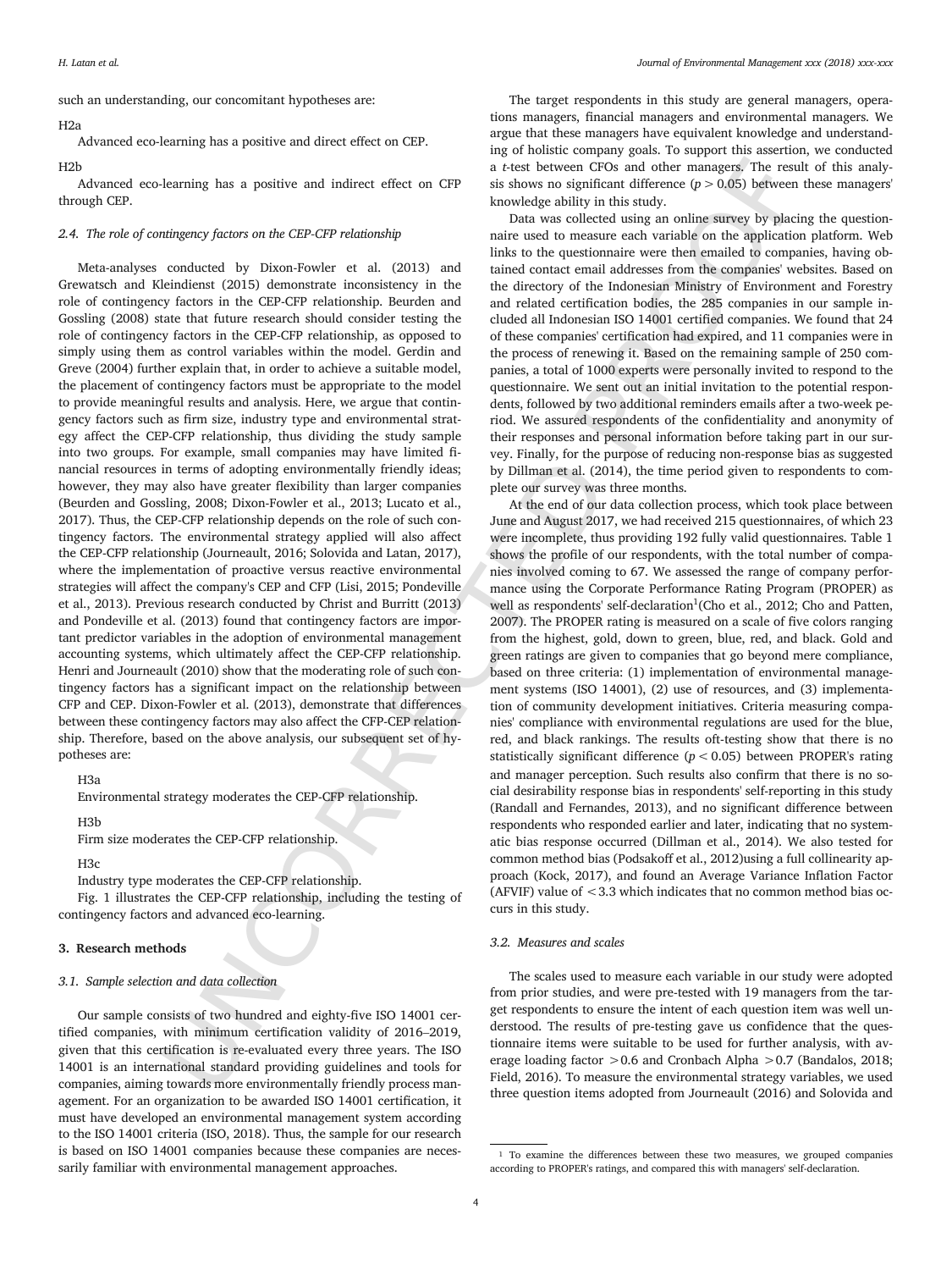such an understanding, our concomitant hypotheses are:

H2a

Advanced eco-learning has a positive and direct effect on CEP.

H2b

Advanced eco-learning has a positive and indirect effect on CFP through CEP.

### 2.4. The role of contingency factors on the CEP-CFP relationship

Meta-analyses conducted by Dixon-Fowler et al. (2013) and Grewatsch and Kleindienst (2015) demonstrate inconsistency in the role of contingency factors in the CEP-CFP relationship. Beurden and Gossling (2008) state that future research should consider testing the role of contingency factors in the CEP-CFP relationship, as opposed to simply using them as control variables within the model. Gerdin and Greve (2004) further explain that, in order to achieve a suitable model, the placement of contingency factors must be appropriate to the model to provide meaningful results and analysis. Here, we argue that contingency factors such as firm size, industry type and environmental strategy affect the CEP-CFP relationship, thus dividing the study sample into two groups. For example, small companies may have limited financial resources in terms of adopting environmentally friendly ideas; however, they may also have greater flexibility than larger companies (Beurden and Gossling, 2008; Dixon-Fowler et al., 2013; Lucato et al., 2017). Thus, the CEP-CFP relationship depends on the role of such contingency factors. The environmental strategy applied will also affect the CEP-CFP relationship (Journeault, 2016; Solovida and Latan, 2017), where the implementation of proactive versus reactive environmental strategies will affect the company's CEP and CFP (Lisi, 2015; Pondeville et al., 2013). Previous research conducted by Christ and Burritt (2013) and Pondeville et al. (2013) found that contingency factors are important predictor variables in the adoption of environmental management accounting systems, which ultimately affect the CEP-CFP relationship. Henri and Journeault (2010) show that the moderating role of such contingency factors has a significant impact on the relationship between CFP and CEP. Dixon-Fowler et al. (2013), demonstrate that differences between these contingency factors may also affect the CFP-CEP relationship. Therefore, based on the above analysis, our subsequent set of hypotheses are:

H3a

Environmental strategy moderates the CEP-CFP relationship.

H3b

Firm size moderates the CEP-CFP relationship.

H3c

Industry type moderates the CEP-CFP relationship.

Fig. 1 illustrates the CEP-CFP relationship, including the testing of contingency factors and advanced eco-learning.

## 3. Research methods

### 3.1. Sample selection and data collection

Our sample consists of two hundred and eighty-five ISO 14001 certified companies, with minimum certification validity of 2016–2019, given that this certification is re-evaluated every three years. The ISO 14001 is an international standard providing guidelines and tools for companies, aiming towards more environmentally friendly process management. For an organization to be awarded ISO 14001 certification, it must have developed an environmental management system according to the ISO 14001 criteria (ISO, 2018). Thus, the sample for our research is based on ISO 14001 companies because these companies are necessarily familiar with environmental management approaches.

The target respondents in this study are general managers, operations managers, financial managers and environmental managers. We argue that these managers have equivalent knowledge and understanding of holistic company goals. To support this assertion, we conducted a *t*-test between CFOs and other managers. The result of this analysis shows no significant difference ($p > 0.05$) between these managers' knowledge ability in this study.

Data was collected using an online survey by placing the questionnaire used to measure each variable on the application platform. Web links to the questionnaire were then emailed to companies, having obtained contact email addresses from the companies' websites. Based on the directory of the Indonesian Ministry of Environment and Forestry and related certification bodies, the 285 companies in our sample included all Indonesian ISO 14001 certified companies. We found that 24 of these companies' certification had expired, and 11 companies were in the process of renewing it. Based on the remaining sample of 250 companies, a total of 1000 experts were personally invited to respond to the questionnaire. We sent out an initial invitation to the potential respondents, followed by two additional reminders emails after a two-week period. We assured respondents of the confidentiality and anonymity of their responses and personal information before taking part in our survey. Finally, for the purpose of reducing non-response bias as suggested by Dillman et al. (2014), the time period given to respondents to complete our survey was three months.

At the end of our data collection process, which took place between June and August 2017, we had received 215 questionnaires, of which 23 were incomplete, thus providing 192 fully valid questionnaires. Table 1 shows the profile of our respondents, with the total number of companies involved coming to 67. We assessed the range of company performance using the Corporate Performance Rating Program (PROPER) as well as respondents' self-declaration[1](Cho et al., 2012; Cho and Patten, 2007). The PROPER rating is measured on a scale of five colors ranging from the highest, gold, down to green, blue, red, and black. Gold and green ratings are given to companies that go beyond mere compliance, based on three criteria: (1) implementation of environmental management systems (ISO 14001), (2) use of resources, and (3) implementation of community development initiatives. Criteria measuring companies' compliance with environmental regulations are used for the blue, red, and black rankings. The results oft-testing show that there is no statistically significant difference ($p < 0.05$) between PROPER's rating and manager perception. Such results also confirm that there is no social desirability response bias in respondents' self-reporting in this study (Randall and Fernandes, 2013), and no significant difference between respondents who responded earlier and later, indicating that no systematic bias response occurred (Dillman et al., 2014). We also tested for common method bias (Podsakoff et al., 2012)using a full collinearity approach (Kock, 2017), and found an Average Variance Inflation Factor (AFVIF) value of $< 3.3$ which indicates that no common method bias occurs in this study.

### 3.2. Measures and scales

The scales used to measure each variable in our study were adopted from prior studies, and were pre-tested with 19 managers from the target respondents to ensure the intent of each question item was well understood. The results of pre-testing gave us confidence that the questionnaire items were suitable to be used for further analysis, with average loading factor $> 0.6$ and Cronbach Alpha $> 0.7$ (Bandalos, 2018; Field, 2016). To measure the environmental strategy variables, we used three question items adopted from Journeault (2016) and Solovida and

[1] To examine the differences between these two measures, we grouped companies according to PROPER's ratings, and compared this with managers' self-declaration.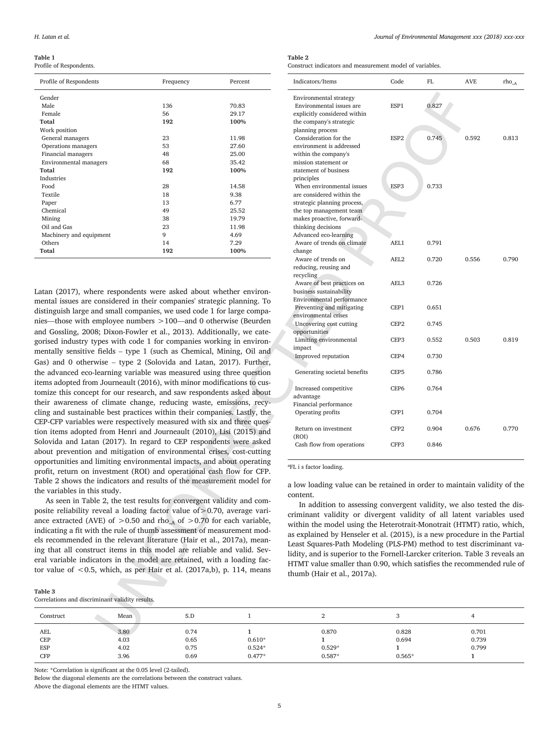**Table 1**
Profile of Respondents.

| Profile of Respondents | Frequency | Percent |
|---|---|---|
| Gender | | |
| Male | 136 | 70.83 |
| Female | 56 | 29.17 |
| **Total** | **192** | **100%** |
| Work position | | |
| General managers | 23 | 11.98 |
| Operations managers | 53 | 27.60 |
| Financial managers | 48 | 25.00 |
| Environmental managers | 68 | 35.42 |
| **Total** | **192** | **100%** |
| Industries | | |
| Food | 28 | 14.58 |
| Textile | 18 | 9.38 |
| Paper | 13 | 6.77 |
| Chemical | 49 | 25.52 |
| Mining | 38 | 19.79 |
| Oil and Gas | 23 | 11.98 |
| Machinery and equipment | 9 | 4.69 |
| Others | 14 | 7.29 |
| **Total** | **192** | **100%** |

Latan (2017), where respondents were asked about whether environmental issues are considered in their companies' strategic planning. To distinguish large and small companies, we used code 1 for large companies—those with employee numbers >100—and 0 otherwise (Beurden and Gossling, 2008; Dixon-Fowler et al., 2013). Additionally, we categorised industry types with code 1 for companies working in environmentally sensitive fields – type 1 (such as Chemical, Mining, Oil and Gas) and 0 otherwise – type 2 (Solovida and Latan, 2017). Further, the advanced eco-learning variable was measured using three question items adopted from Journeault (2016), with minor modifications to customize this concept for our research, and saw respondents asked about their awareness of climate change, reducing waste, emissions, recycling and sustainable best practices within their companies. Lastly, the CEP-CFP variables were respectively measured with six and three question items adopted from Henri and Journeault (2010), Lisi (2015) and Solovida and Latan (2017). In regard to CEP respondents were asked about prevention and mitigation of environmental crises, cost-cutting opportunities and limiting environmental impacts, and about operating profit, return on investment (ROI) and operational cash flow for CFP. Table 2 shows the indicators and results of the measurement model for the variables in this study.

As seen in Table 2, the test results for convergent validity and composite reliability reveal a loading factor value of > 0.70, average variance extracted (AVE) of > 0.50 and rho_A of > 0.70 for each variable, indicating a fit with the rule of thumb assessment of measurement models recommended in the relevant literature (Hair et al., 2017a), meaning that all construct items in this model are reliable and valid. Several variable indicators in the model are retained, with a loading factor value of < 0.5, which, as per Hair et al. (2017a,b), p. 114, means a low loading value can be retained in order to maintain validity of the content.

In addition to assessing convergent validity, we also tested the discriminant validity or divergent validity of all latent variables used within the model using the Heterotrait-Monotrait (HTMT) ratio, which, as explained by Henseler et al. (2015), is a new procedure in the Partial Least Squares-Path Modeling (PLS-PM) method to test discriminant validity, and is superior to the Fornell-Larcker criterion. Table 3 reveals an HTMT value smaller than 0.90, which satisfies the recommended rule of thumb (Hair et al., 2017a).

**Table 2**
Construct indicators and measurement model of variables.

| Indicators/Items | Code | FL | AVE | rho_A |
|---|---|---|---|---|
| Environmental strategy | | | | |
| Environmental issues are explicitly considered within the company's strategic planning process | ESP1 | 0.827 | | |
| Consideration for the environment is addressed within the company's mission statement or statement of business principles | ESP2 | 0.745 | 0.592 | 0.813 |
| When environmental issues are considered within the strategic planning process, the top management team makes proactive, forward-thinking decisions | ESP3 | 0.733 | | |
| Advanced eco-learning | | | | |
| Aware of trends on climate change | AEL1 | 0.791 | | |
| Aware of trends on reducing, reusing and recycling | AEL2 | 0.720 | 0.556 | 0.790 |
| Aware of best practices on business sustainability | AEL3 | 0.726 | | |
| Environmental performance | | | | |
| Preventing and mitigating environmental crises | CEP1 | 0.651 | | |
| Uncovering cost cutting opportunities | CEP2 | 0.745 | | |
| Limiting environmental impact | CEP3 | 0.552 | 0.503 | 0.819 |
| Improved reputation | CEP4 | 0.730 | | |
| Generating societal benefits | CEP5 | 0.786 | | |
| Increased competitive advantage | CEP6 | 0.764 | | |
| Financial performance | | | | |
| Operating profits | CFP1 | 0.704 | | |
| Return on investment (ROI) | CFP2 | 0.904 | 0.676 | 0.770 |
| Cash flow from operations | CFP3 | 0.846 | | |

[a]FL i s factor loading.

**Table 3**
Correlations and discriminant validity results.

| Construct | Mean | S.D | 1 | 2 | 3 | 4 |
|---|---|---|---|---|---|---|
| AEL | 3.80 | 0.74 | **1** | 0.870 | 0.828 | 0.701 |
| CEP | 4.03 | 0.65 | 0.610* | **1** | 0.694 | 0.739 |
| ESP | 4.02 | 0.75 | 0.524* | 0.529* | **1** | 0.799 |
| CFP | 3.96 | 0.69 | 0.477* | 0.587* | 0.565* | **1** |

Note: *Correlation is significant at the 0.05 level (2-tailed).
Below the diagonal elements are the correlations between the construct values.
Above the diagonal elements are the HTMT values.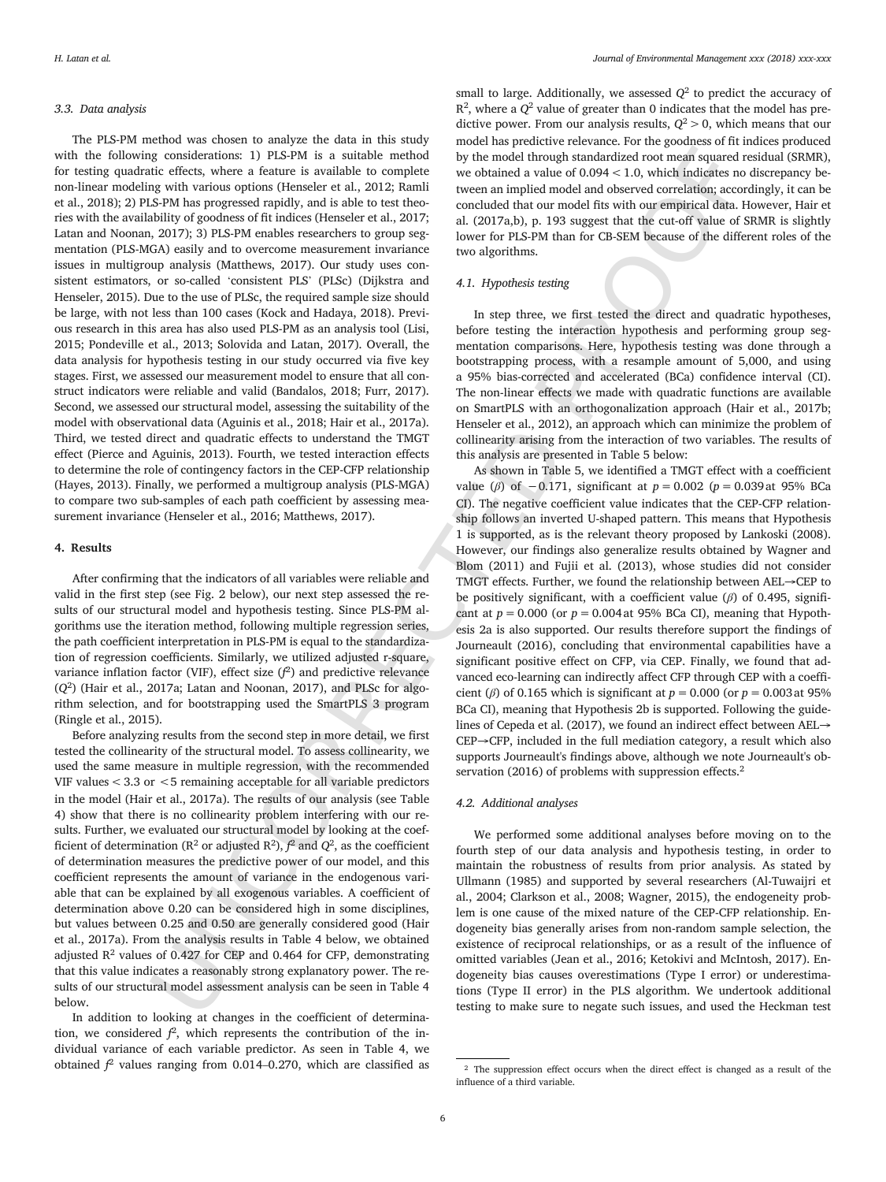### 3.3. Data analysis

The PLS-PM method was chosen to analyze the data in this study with the following considerations: 1) PLS-PM is a suitable method for testing quadratic effects, where a feature is available to complete non-linear modeling with various options (Henseler et al., 2012; Ramli et al., 2018); 2) PLS-PM has progressed rapidly, and is able to test theories with the availability of goodness of fit indices (Henseler et al., 2017; Latan and Noonan, 2017); 3) PLS-PM enables researchers to group segmentation (PLS-MGA) easily and to overcome measurement invariance issues in multigroup analysis (Matthews, 2017). Our study uses consistent estimators, or so-called 'consistent PLS' (PLSc) (Dijkstra and Henseler, 2015). Due to the use of PLSc, the required sample size should be large, with not less than 100 cases (Kock and Hadaya, 2018). Previous research in this area has also used PLS-PM as an analysis tool (Lisi, 2015; Pondeville et al., 2013; Solovida and Latan, 2017). Overall, the data analysis for hypothesis testing in our study occurred via five key stages. First, we assessed our measurement model to ensure that all construct indicators were reliable and valid (Bandalos, 2018; Furr, 2017). Second, we assessed our structural model, assessing the suitability of the model with observational data (Aguinis et al., 2018; Hair et al., 2017a). Third, we tested direct and quadratic effects to understand the TMGT effect (Pierce and Aguinis, 2013). Fourth, we tested interaction effects to determine the role of contingency factors in the CEP-CFP relationship (Hayes, 2013). Finally, we performed a multigroup analysis (PLS-MGA) to compare two sub-samples of each path coefficient by assessing measurement invariance (Henseler et al., 2016; Matthews, 2017).

## 4. Results

After confirming that the indicators of all variables were reliable and valid in the first step (see Fig. 2 below), our next step assessed the results of our structural model and hypothesis testing. Since PLS-PM algorithms use the iteration method, following multiple regression series, the path coefficient interpretation in PLS-PM is equal to the standardization of regression coefficients. Similarly, we utilized adjusted r-square, variance inflation factor (VIF), effect size ($f^2$) and predictive relevance ($Q^2$) (Hair et al., 2017a; Latan and Noonan, 2017), and PLSc for algorithm selection, and for bootstrapping used the SmartPLS 3 program (Ringle et al., 2015).

Before analyzing results from the second step in more detail, we first tested the collinearity of the structural model. To assess collinearity, we used the same measure in multiple regression, with the recommended VIF values < 3.3 or < 5 remaining acceptable for all variable predictors in the model (Hair et al., 2017a). The results of our analysis (see Table 4) show that there is no collinearity problem interfering with our results. Further, we evaluated our structural model by looking at the coefficient of determination ($R^2$ or adjusted $R^2$), $f^2$ and $Q^2$, as the coefficient of determination measures the predictive power of our model, and this coefficient represents the amount of variance in the endogenous variable that can be explained by all exogenous variables. A coefficient of determination above 0.20 can be considered high in some disciplines, but values between 0.25 and 0.50 are generally considered good (Hair et al., 2017a). From the analysis results in Table 4 below, we obtained adjusted $R^2$ values of 0.427 for CEP and 0.464 for CFP, demonstrating that this value indicates a reasonably strong explanatory power. The results of our structural model assessment analysis can be seen in Table 4 below.

In addition to looking at changes in the coefficient of determination, we considered $f^2$, which represents the contribution of the individual variance of each variable predictor. As seen in Table 4, we obtained $f^2$ values ranging from 0.014–0.270, which are classified as small to large. Additionally, we assessed $Q^2$ to predict the accuracy of $R^2$, where a $Q^2$ value of greater than 0 indicates that the model has predictive power. From our analysis results, $Q^2 > 0$, which means that our model has predictive relevance. For the goodness of fit indices produced by the model through standardized root mean squared residual (SRMR), we obtained a value of $0.094 < 1.0$, which indicates no discrepancy between an implied model and observed correlation; accordingly, it can be concluded that our model fits with our empirical data. However, Hair et al. (2017a,b), p. 193 suggest that the cut-off value of SRMR is slightly lower for PLS-PM than for CB-SEM because of the different roles of the two algorithms.

### 4.1. Hypothesis testing

In step three, we first tested the direct and quadratic hypotheses, before testing the interaction hypothesis and performing group segmentation comparisons. Here, hypothesis testing was done through a bootstrapping process, with a resample amount of 5,000, and using a 95% bias-corrected and accelerated (BCa) confidence interval (CI). The non-linear effects we made with quadratic functions are available on SmartPLS with an orthogonalization approach (Hair et al., 2017b; Henseler et al., 2012), an approach which can minimize the problem of collinearity arising from the interaction of two variables. The results of this analysis are presented in Table 5 below:

As shown in Table 5, we identified a TMGT effect with a coefficient value ($\beta$) of $-0.171$, significant at $p = 0.002$ ($p = 0.039$ at 95% BCa CI). The negative coefficient value indicates that the CEP-CFP relationship follows an inverted U-shaped pattern. This means that Hypothesis 1 is supported, as is the relevant theory proposed by Lankoski (2008). However, our findings also generalize results obtained by Wagner and Blom (2011) and Fujii et al. (2013), whose studies did not consider TMGT effects. Further, we found the relationship between AEL→CEP to be positively significant, with a coefficient value ($\beta$) of 0.495, significant at $p = 0.000$ (or $p = 0.004$ at 95% BCa CI), meaning that Hypothesis 2a is also supported. Our results therefore support the findings of Journeault (2016), concluding that environmental capabilities have a significant positive effect on CFP, via CEP. Finally, we found that advanced eco-learning can indirectly affect CFP through CEP with a coefficient ($\beta$) of 0.165 which is significant at $p = 0.000$ (or $p = 0.003$ at 95% BCa CI), meaning that Hypothesis 2b is supported. Following the guidelines of Cepeda et al. (2017), we found an indirect effect between AEL→CEP→CFP, included in the full mediation category, a result which also supports Journeault's findings above, although we note Journeault's observation (2016) of problems with suppression effects.[2]

### 4.2. Additional analyses

We performed some additional analyses before moving on to the fourth step of our data analysis and hypothesis testing, in order to maintain the robustness of results from prior analysis. As stated by Ullmann (1985) and supported by several researchers (Al-Tuwaijri et al., 2004; Clarkson et al., 2008; Wagner, 2015), the endogeneity problem is one cause of the mixed nature of the CEP-CFP relationship. Endogeneity bias generally arises from non-random sample selection, the existence of reciprocal relationships, or as a result of the influence of omitted variables (Jean et al., 2016; Ketokivi and McIntosh, 2017). Endogeneity bias causes overestimations (Type I error) or underestimations (Type II error) in the PLS algorithm. We undertook additional testing to make sure to negate such issues, and used the Heckman test

[2] The suppression effect occurs when the direct effect is changed as a result of the influence of a third variable.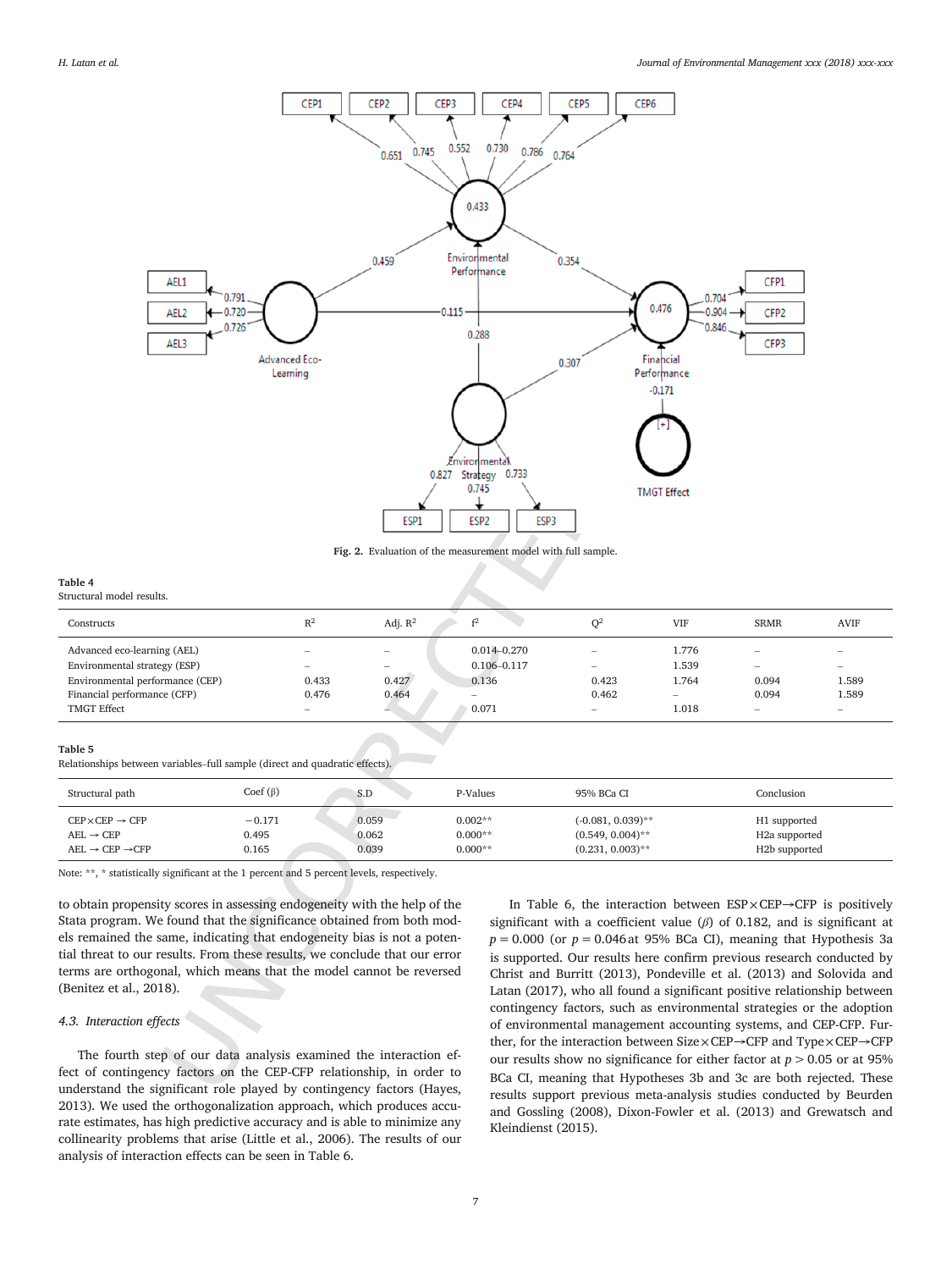CEP1
CEP2
CEP3
CEP4
CEP5
CEP6
0.651 0.745 0.552 0.730 0.786 0.764
0.433
Environmental Performance
0.459
0.354
AEL1
AEL2
AEL3
0.791
0.720
0.726
-0.115
Advanced Eco-Learning
0.288
0.307
0.476
Financial Performance
0.704
0.904
0.846
CFP1
CFP2
CFP3
-0.171
[+]
TMGT Effect
Environmental Strategy
0.827 0.745 0.733
ESP1
ESP2
ESP3

**Fig. 2.** Evaluation of the measurement model with full sample.

**Table 4**
Structural model results.

| Constructs | $R^2$ | Adj. $R^2$ | $f^2$ | $Q^2$ | VIF | SRMR | AVIF |
|---|---|---|---|---|---|---|---|
| Advanced eco-learning (AEL) | – | – | 0.014–0.270 | – | 1.776 | – | – |
| Environmental strategy (ESP) | – | – | 0.106–0.117 | – | 1.539 | – | – |
| Environmental performance (CEP) | 0.433 | 0.427 | 0.136 | 0.423 | 1.764 | 0.094 | 1.589 |
| Financial performance (CFP) | 0.476 | 0.464 | – | 0.462 | – | 0.094 | 1.589 |
| TMGT Effect | – | – | 0.071 | – | 1.018 | – | – |

**Table 5**
Relationships between variables–full sample (direct and quadratic effects).

| Structural path | Coef (β) | S.D | P-Values | 95% BCa CI | Conclusion |
|---|---|---|---|---|---|
| CEP×CEP → CFP | −0.171 | 0.059 | 0.002** | (-0.081, 0.039)** | H1 supported |
| AEL → CEP | 0.495 | 0.062 | 0.000** | (0.549, 0.004)** | H2a supported |
| AEL → CEP →CFP | 0.165 | 0.039 | 0.000** | (0.231, 0.003)** | H2b supported |

Note: **, * statistically significant at the 1 percent and 5 percent levels, respectively.

to obtain propensity scores in assessing endogeneity with the help of the Stata program. We found that the significance obtained from both models remained the same, indicating that endogeneity bias is not a potential threat to our results. From these results, we conclude that our error terms are orthogonal, which means that the model cannot be reversed (Benitez et al., 2018).

### 4.3. Interaction effects

The fourth step of our data analysis examined the interaction effect of contingency factors on the CEP-CFP relationship, in order to understand the significant role played by contingency factors (Hayes, 2013). We used the orthogonalization approach, which produces accurate estimates, has high predictive accuracy and is able to minimize any collinearity problems that arise (Little et al., 2006). The results of our analysis of interaction effects can be seen in Table 6.

In Table 6, the interaction between ESP×CEP→CFP is positively significant with a coefficient value (β) of 0.182, and is significant at $p = 0.000$ (or $p = 0.046$ at 95% BCa CI), meaning that Hypothesis 3a is supported. Our results here confirm previous research conducted by Christ and Burritt (2013), Pondeville et al. (2013) and Solovida and Latan (2017), who all found a significant positive relationship between contingency factors, such as environmental strategies or the adoption of environmental management accounting systems, and CEP-CFP. Further, for the interaction between Size×CEP→CFP and Type×CEP→CFP our results show no significance for either factor at $p > 0.05$ or at 95% BCa CI, meaning that Hypotheses 3b and 3c are both rejected. These results support previous meta-analysis studies conducted by Beurden and Gossling (2008), Dixon-Fowler et al. (2013) and Grewatsch and Kleindienst (2015).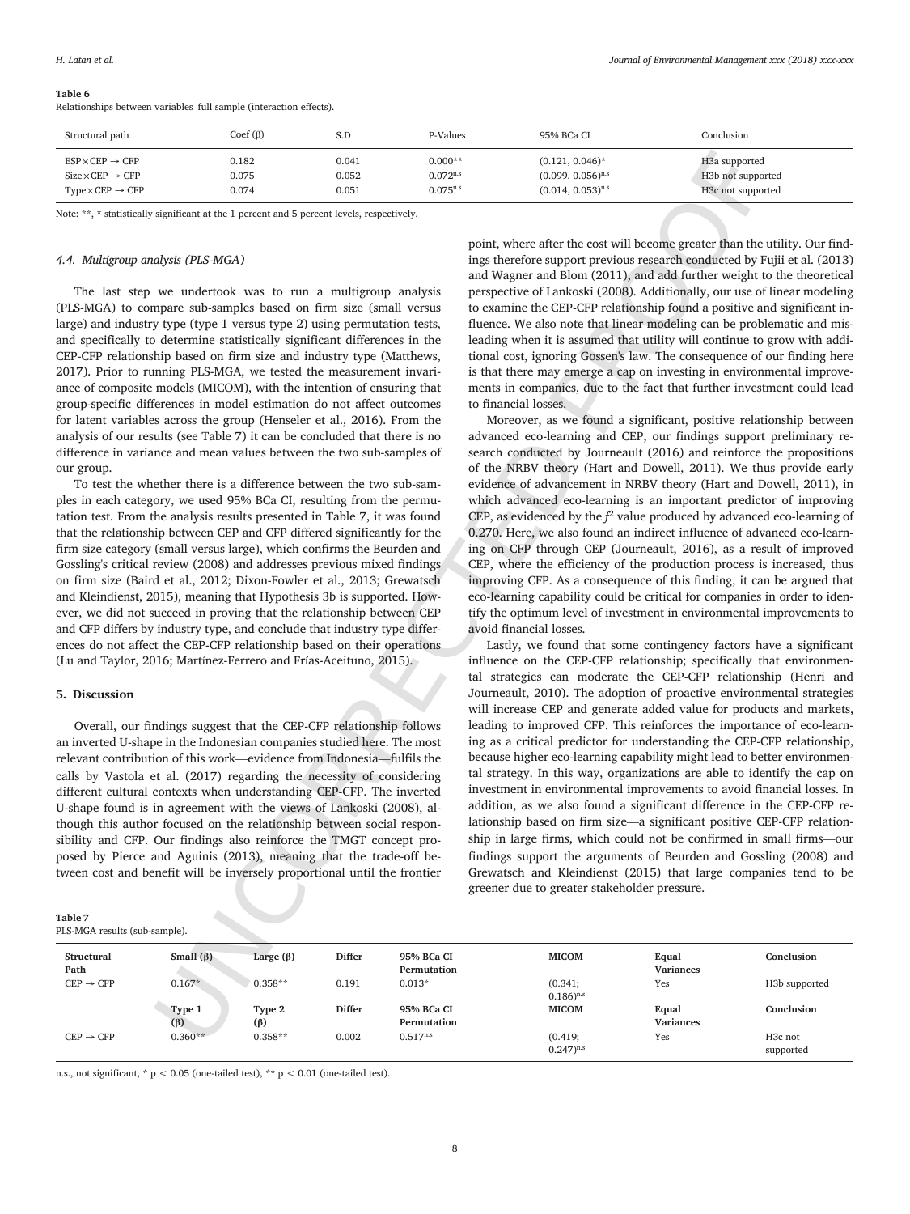**Table 6**
Relationships between variables–full sample (interaction effects).

| Structural path | Coef (β) | S.D | P-Values | 95% BCa CI | Conclusion |
|---|---|---|---|---|---|
| ESP×CEP → CFP | 0.182 | 0.041 | 0.000** | (0.121, 0.046)* | H3a supported |
| Size×CEP → CFP | 0.075 | 0.052 | 0.072[n.s] | (0.099, 0.056)[n.s] | H3b not supported |
| Type×CEP → CFP | 0.074 | 0.051 | 0.075[n.s] | (0.014, 0.053)[n.s] | H3c not supported |

Note: **, * statistically significant at the 1 percent and 5 percent levels, respectively.

### 4.4. Multigroup analysis (PLS-MGA)

The last step we undertook was to run a multigroup analysis (PLS-MGA) to compare sub-samples based on firm size (small versus large) and industry type (type 1 versus type 2) using permutation tests, and specifically to determine statistically significant differences in the CEP-CFP relationship based on firm size and industry type (Matthews, 2017). Prior to running PLS-MGA, we tested the measurement invariance of composite models (MICOM), with the intention of ensuring that group-specific differences in model estimation do not affect outcomes for latent variables across the group (Henseler et al., 2016). From the analysis of our results (see Table 7) it can be concluded that there is no difference in variance and mean values between the two sub-samples of our group.

To test the whether there is a difference between the two sub-samples in each category, we used 95% BCa CI, resulting from the permutation test. From the analysis results presented in Table 7, it was found that the relationship between CEP and CFP differed significantly for the firm size category (small versus large), which confirms the Beurden and Gossling's critical review (2008) and addresses previous mixed findings on firm size (Baird et al., 2012; Dixon-Fowler et al., 2013; Grewatsch and Kleindienst, 2015), meaning that Hypothesis 3b is supported. However, we did not succeed in proving that the relationship between CEP and CFP differs by industry type, and conclude that industry type differences do not affect the CEP-CFP relationship based on their operations (Lu and Taylor, 2016; Martínez-Ferrero and Frías-Aceituno, 2015).

## 5. Discussion

Overall, our findings suggest that the CEP-CFP relationship follows an inverted U-shape in the Indonesian companies studied here. The most relevant contribution of this work—evidence from Indonesia—fulfils the calls by Vastola et al. (2017) regarding the necessity of considering different cultural contexts when understanding CEP-CFP. The inverted U-shape found is in agreement with the views of Lankoski (2008), although this author focused on the relationship between social responsibility and CFP. Our findings also reinforce the TMGT concept proposed by Pierce and Aguinis (2013), meaning that the trade-off between cost and benefit will be inversely proportional until the frontier point, where after the cost will become greater than the utility. Our findings therefore support previous research conducted by Fujii et al. (2013) and Wagner and Blom (2011), and add further weight to the theoretical perspective of Lankoski (2008). Additionally, our use of linear modeling to examine the CEP-CFP relationship found a positive and significant influence. We also note that linear modeling can be problematic and misleading when it is assumed that utility will continue to grow with additional cost, ignoring Gossen's law. The consequence of our finding here is that there may emerge a cap on investing in environmental improvements in companies, due to the fact that further investment could lead to financial losses.

Moreover, as we found a significant, positive relationship between advanced eco-learning and CEP, our findings support preliminary research conducted by Journeault (2016) and reinforce the propositions of the NRBV theory (Hart and Dowell, 2011). We thus provide early evidence of advancement in NRBV theory (Hart and Dowell, 2011), in which advanced eco-learning is an important predictor of improving CEP, as evidenced by the $f^2$ value produced by advanced eco-learning of 0.270. Here, we also found an indirect influence of advanced eco-learning on CFP through CEP (Journeault, 2016), as a result of improved CEP, where the efficiency of the production process is increased, thus improving CFP. As a consequence of this finding, it can be argued that eco-learning capability could be critical for companies in order to identify the optimum level of investment in environmental improvements to avoid financial losses.

Lastly, we found that some contingency factors have a significant influence on the CEP-CFP relationship; specifically that environmental strategies can moderate the CEP-CFP relationship (Henri and Journeault, 2010). The adoption of proactive environmental strategies will increase CEP and generate added value for products and markets, leading to improved CFP. This reinforces the importance of eco-learning as a critical predictor for understanding the CEP-CFP relationship, because higher eco-learning capability might lead to better environmental strategy. In this way, organizations are able to identify the cap on investment in environmental improvements to avoid financial losses. In addition, as we also found a significant difference in the CEP-CFP relationship based on firm size—a significant positive CEP-CFP relationship in large firms, which could not be confirmed in small firms—our findings support the arguments of Beurden and Gossling (2008) and Grewatsch and Kleindienst (2015) that large companies tend to be greener due to greater stakeholder pressure.

**Table 7**
PLS-MGA results (sub-sample).

| Structural Path | Small (β) | Large (β) | Differ | 95% BCa CI Permutation | MICOM | Equal Variances | Conclusion |
|---|---|---|---|---|---|---|---|
| CEP → CFP | 0.167* | 0.358** | 0.191 | 0.013* | (0.341; 0.186)[n.s] | Yes | H3b supported |
| | **Type 1 (β)** | **Type 2 (β)** | **Differ** | **95% BCa CI Permutation** | **MICOM** | **Equal Variances** | **Conclusion** |
| CEP → CFP | 0.360** | 0.358** | 0.002 | 0.517[n.s] | (0.419; 0.247)[n.s] | Yes | H3c not supported |

n.s., not significant, * $p < 0.05$ (one-tailed test), ** $p < 0.01$ (one-tailed test).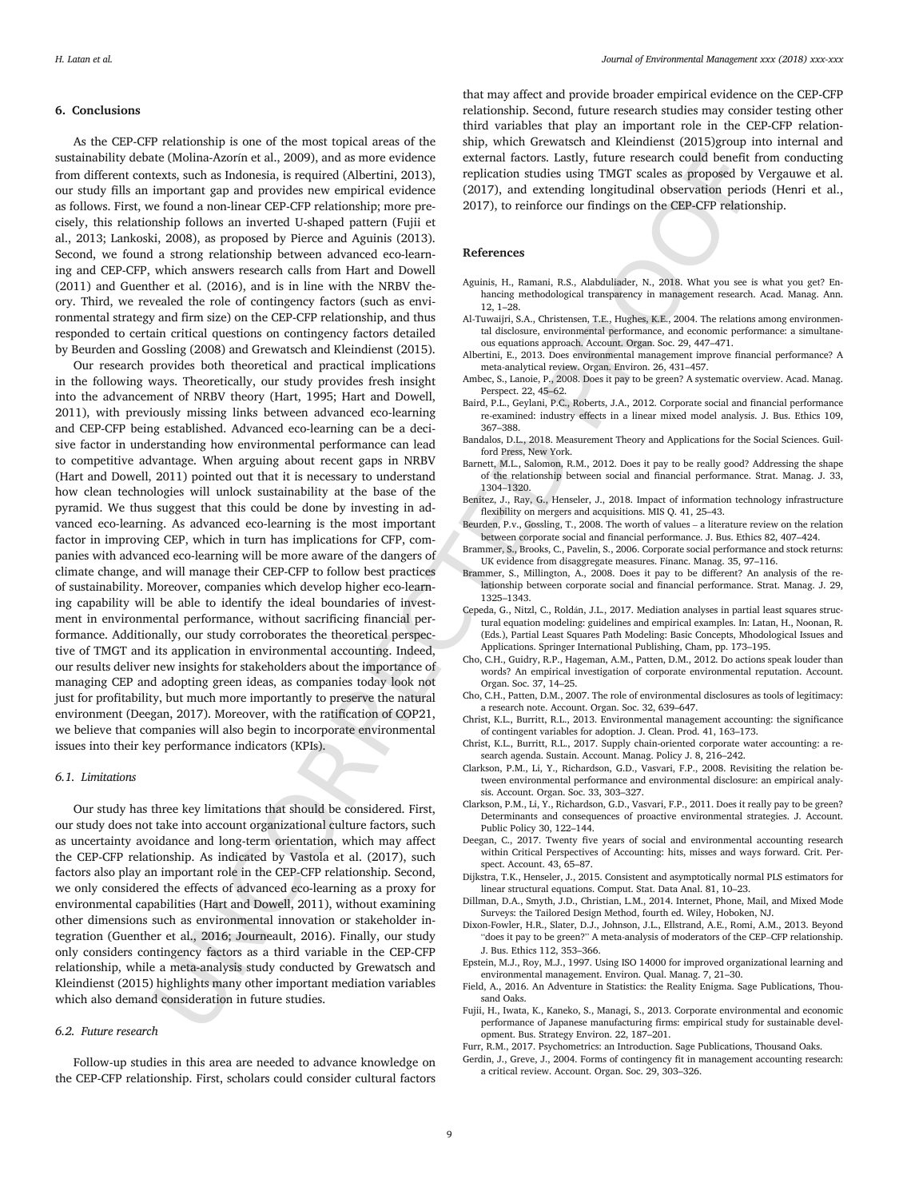## 6. Conclusions

As the CEP-CFP relationship is one of the most topical areas of the sustainability debate (Molina-Azorín et al., 2009), and as more evidence from different contexts, such as Indonesia, is required (Albertini, 2013), our study fills an important gap and provides new empirical evidence as follows. First, we found a non-linear CEP-CFP relationship; more precisely, this relationship follows an inverted U-shaped pattern (Fujii et al., 2013; Lankoski, 2008), as proposed by Pierce and Aguinis (2013). Second, we found a strong relationship between advanced eco-learning and CEP-CFP, which answers research calls from Hart and Dowell (2011) and Guenther et al. (2016), and is in line with the NRBV theory. Third, we revealed the role of contingency factors (such as environmental strategy and firm size) on the CEP-CFP relationship, and thus responded to certain critical questions on contingency factors detailed by Beurden and Gossling (2008) and Grewatsch and Kleindienst (2015).

Our research provides both theoretical and practical implications in the following ways. Theoretically, our study provides fresh insight into the advancement of NRBV theory (Hart, 1995; Hart and Dowell, 2011), with previously missing links between advanced eco-learning and CEP-CFP being established. Advanced eco-learning can be a decisive factor in understanding how environmental performance can lead to competitive advantage. When arguing about recent gaps in NRBV (Hart and Dowell, 2011) pointed out that it is necessary to understand how clean technologies will unlock sustainability at the base of the pyramid. We thus suggest that this could be done by investing in advanced eco-learning. As advanced eco-learning is the most important factor in improving CEP, which in turn has implications for CFP, companies with advanced eco-learning will be more aware of the dangers of climate change, and will manage their CEP-CFP to follow best practices of sustainability. Moreover, companies which develop higher eco-learning capability will be able to identify the ideal boundaries of investment in environmental performance, without sacrificing financial performance. Additionally, our study corroborates the theoretical perspective of TMGT and its application in environmental accounting. Indeed, our results deliver new insights for stakeholders about the importance of managing CEP and adopting green ideas, as companies today look not just for profitability, but much more importantly to preserve the natural environment (Deegan, 2017). Moreover, with the ratification of COP21, we believe that companies will also begin to incorporate environmental issues into their key performance indicators (KPIs).

### 6.1. Limitations

Our study has three key limitations that should be considered. First, our study does not take into account organizational culture factors, such as uncertainty avoidance and long-term orientation, which may affect the CEP-CFP relationship. As indicated by Vastola et al. (2017), such factors also play an important role in the CEP-CFP relationship. Second, we only considered the effects of advanced eco-learning as a proxy for environmental capabilities (Hart and Dowell, 2011), without examining other dimensions such as environmental innovation or stakeholder integration (Guenther et al., 2016; Journeault, 2016). Finally, our study only considers contingency factors as a third variable in the CEP-CFP relationship, while a meta-analysis study conducted by Grewatsch and Kleindienst (2015) highlights many other important mediation variables which also demand consideration in future studies.

### 6.2. Future research

Follow-up studies in this area are needed to advance knowledge on the CEP-CFP relationship. First, scholars could consider cultural factors that may affect and provide broader empirical evidence on the CEP-CFP relationship. Second, future research studies may consider testing other third variables that play an important role in the CEP-CFP relationship, which Grewatsch and Kleindienst (2015)group into internal and external factors. Lastly, future research could benefit from conducting replication studies using TMGT scales as proposed by Vergauwe et al. (2017), and extending longitudinal observation periods (Henri et al., 2017), to reinforce our findings on the CEP-CFP relationship.

## References

Aguinis, H., Ramani, R.S., Alabduliader, N., 2018. What you see is what you get? Enhancing methodological transparency in management research. Acad. Manag. Ann. 12, 1–28.

Al-Tuwaijri, S.A., Christensen, T.E., Hughes, K.E., 2004. The relations among environmental disclosure, environmental performance, and economic performance: a simultaneous equations approach. Account. Organ. Soc. 29, 447–471.

Albertini, E., 2013. Does environmental management improve financial performance? A meta-analytical review. Organ. Environ. 26, 431–457.

Ambec, S., Lanoie, P., 2008. Does it pay to be green? A systematic overview. Acad. Manag. Perspect. 22, 45–62.

Baird, P.L., Geylani, P.C., Roberts, J.A., 2012. Corporate social and financial performance re-examined: industry effects in a linear mixed model analysis. J. Bus. Ethics 109, 367–388.

Bandalos, D.L., 2018. Measurement Theory and Applications for the Social Sciences. Guilford Press, New York.

Barnett, M.L., Salomon, R.M., 2012. Does it pay to be really good? Addressing the shape of the relationship between social and financial performance. Strat. Manag. J. 33, 1304–1320.

Benitez, J., Ray, G., Henseler, J., 2018. Impact of information technology infrastructure flexibility on mergers and acquisitions. MIS Q. 41, 25–43.

Beurden, P.v., Gossling, T., 2008. The worth of values – a literature review on the relation between corporate social and financial performance. J. Bus. Ethics 82, 407–424.

Brammer, S., Brooks, C., Pavelin, S., 2006. Corporate social performance and stock returns: UK evidence from disaggregate measures. Financ. Manag. 35, 97–116.

Brammer, S., Millington, A., 2008. Does it pay to be different? An analysis of the relationship between corporate social and financial performance. Strat. Manag. J. 29, 1325–1343.

Cepeda, G., Nitzl, C., Roldán, J.L., 2017. Mediation analyses in partial least squares structural equation modeling: guidelines and empirical examples. In: Latan, H., Noonan, R. (Eds.), Partial Least Squares Path Modeling: Basic Concepts, Mhodological Issues and Applications. Springer International Publishing, Cham, pp. 173–195.

Cho, C.H., Guidry, R.P., Hageman, A.M., Patten, D.M., 2012. Do actions speak louder than words? An empirical investigation of corporate environmental reputation. Account. Organ. Soc. 37, 14–25.

Cho, C.H., Patten, D.M., 2007. The role of environmental disclosures as tools of legitimacy: a research note. Account. Organ. Soc. 32, 639–647.

Christ, K.L., Burritt, R.L., 2013. Environmental management accounting: the significance of contingent variables for adoption. J. Clean. Prod. 41, 163–173.

Christ, K.L., Burritt, R.L., 2017. Supply chain-oriented corporate water accounting: a research agenda. Sustain. Account. Manag. Policy J. 8, 216–242.

Clarkson, P.M., Li, Y., Richardson, G.D., Vasvari, F.P., 2008. Revisiting the relation between environmental performance and environmental disclosure: an empirical analysis. Account. Organ. Soc. 33, 303–327.

Clarkson, P.M., Li, Y., Richardson, G.D., Vasvari, F.P., 2011. Does it really pay to be green? Determinants and consequences of proactive environmental strategies. J. Account. Public Policy 30, 122–144.

Deegan, C., 2017. Twenty five years of social and environmental accounting research within Critical Perspectives of Accounting: hits, misses and ways forward. Crit. Perspect. Account. 43, 65–87.

Dijkstra, T.K., Henseler, J., 2015. Consistent and asymptotically normal PLS estimators for linear structural equations. Comput. Stat. Data Anal. 81, 10–23.

Dillman, D.A., Smyth, J.D., Christian, L.M., 2014. Internet, Phone, Mail, and Mixed Mode Surveys: the Tailored Design Method, fourth ed. Wiley, Hoboken, NJ.

Dixon-Fowler, H.R., Slater, D.J., Johnson, J.L., Ellstrand, A.E., Romi, A.M., 2013. Beyond "does it pay to be green?" A meta-analysis of moderators of the CEP–CFP relationship. J. Bus. Ethics 112, 353–366.

Epstein, M.J., Roy, M.J., 1997. Using ISO 14000 for improved organizational learning and environmental management. Environ. Qual. Manag. 7, 21–30.

Field, A., 2016. An Adventure in Statistics: the Reality Enigma. Sage Publications, Thousand Oaks.

Fujii, H., Iwata, K., Kaneko, S., Managi, S., 2013. Corporate environmental and economic performance of Japanese manufacturing firms: empirical study for sustainable development. Bus. Strategy Environ. 22, 187–201.

Furr, R.M., 2017. Psychometrics: an Introduction. Sage Publications, Thousand Oaks.

Gerdin, J., Greve, J., 2004. Forms of contingency fit in management accounting research: a critical review. Account. Organ. Soc. 29, 303–326.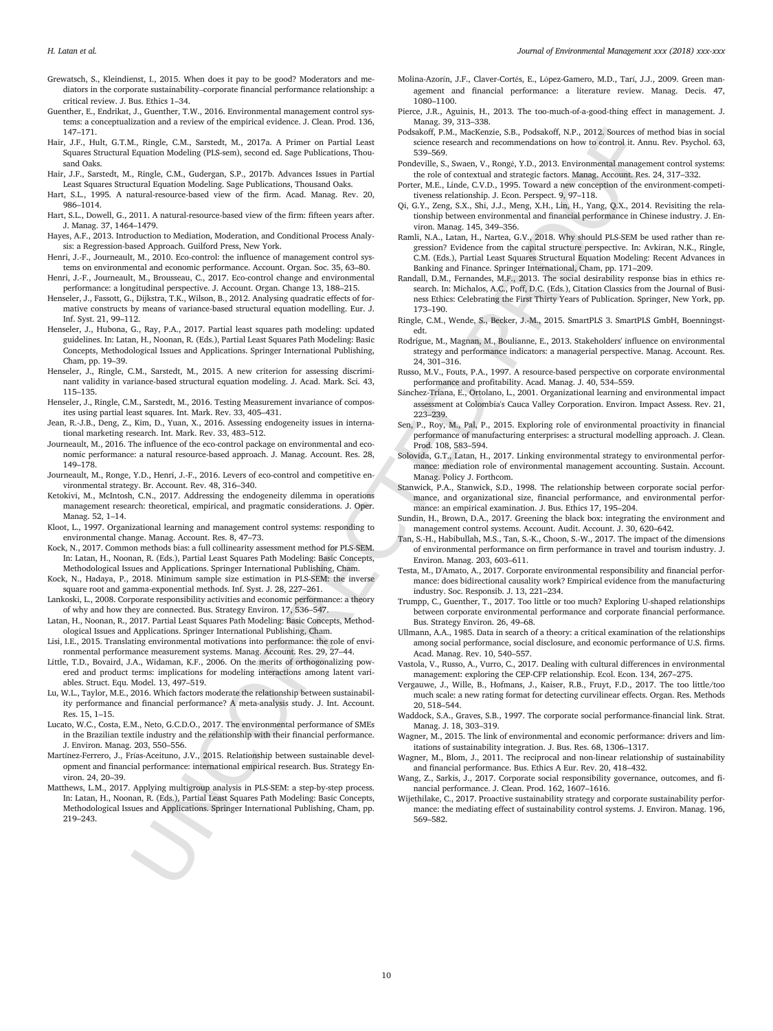Grewatsch, S., Kleindienst, I., 2015. When does it pay to be good? Moderators and mediators in the corporate sustainability–corporate financial performance relationship: a critical review. J. Bus. Ethics 1–34.

Guenther, E., Endrikat, J., Guenther, T.W., 2016. Environmental management control systems: a conceptualization and a review of the empirical evidence. J. Clean. Prod. 136, 147–171.

Hair, J.F., Hult, G.T.M., Ringle, C.M., Sarstedt, M., 2017a. A Primer on Partial Least Squares Structural Equation Modeling (PLS-sem), second ed. Sage Publications, Thousand Oaks.

Hair, J.F., Sarstedt, M., Ringle, C.M., Gudergan, S.P., 2017b. Advances Issues in Partial Least Squares Structural Equation Modeling. Sage Publications, Thousand Oaks.

Hart, S.L., 1995. A natural-resource-based view of the firm. Acad. Manag. Rev. 20, 986–1014.

Hart, S.L., Dowell, G., 2011. A natural-resource-based view of the firm: fifteen years after. J. Manag. 37, 1464–1479.

Hayes, A.F., 2013. Introduction to Mediation, Moderation, and Conditional Process Analysis: a Regression-based Approach. Guilford Press, New York.

Henri, J.-F., Journeault, M., 2010. Eco-control: the influence of management control systems on environmental and economic performance. Account. Organ. Soc. 35, 63–80.

Henri, J.-F., Journeault, M., Brousseau, C., 2017. Eco-control change and environmental performance: a longitudinal perspective. J. Account. Organ. Change 13, 188–215.

Henseler, J., Fassott, G., Dijkstra, T.K., Wilson, B., 2012. Analysing quadratic effects of formative constructs by means of variance-based structural equation modelling. Eur. J. Inf. Syst. 21, 99–112.

Henseler, J., Hubona, G., Ray, P.A., 2017. Partial least squares path modeling: updated guidelines. In: Latan, H., Noonan, R. (Eds.), Partial Least Squares Path Modeling: Basic Concepts, Methodological Issues and Applications. Springer International Publishing, Cham, pp. 19–39.

Henseler, J., Ringle, C.M., Sarstedt, M., 2015. A new criterion for assessing discriminant validity in variance-based structural equation modeling. J. Acad. Mark. Sci. 43, 115–135.

Henseler, J., Ringle, C.M., Sarstedt, M., 2016. Testing Measurement invariance of composites using partial least squares. Int. Mark. Rev. 33, 405–431.

Jean, R.-J.B., Deng, Z., Kim, D., Yuan, X., 2016. Assessing endogeneity issues in international marketing research. Int. Mark. Rev. 33, 483–512.

Journeault, M., 2016. The influence of the eco-control package on environmental and economic performance: a natural resource-based approach. J. Manag. Account. Res. 28, 149–178.

Journeault, M., Ronge, Y.D., Henri, J.-F., 2016. Levers of eco-control and competitive environmental strategy. Br. Account. Rev. 48, 316–340.

Ketokivi, M., McIntosh, C.N., 2017. Addressing the endogeneity dilemma in operations management research: theoretical, empirical, and pragmatic considerations. J. Oper. Manag. 52, 1–14.

Kloot, L., 1997. Organizational learning and management control systems: responding to environmental change. Manag. Account. Res. 8, 47–73.

Kock, N., 2017. Common methods bias: a full collinearity assessment method for PLS-SEM. In: Latan, H., Noonan, R. (Eds.), Partial Least Squares Path Modeling: Basic Concepts, Methodological Issues and Applications. Springer International Publishing, Cham.

Kock, N., Hadaya, P., 2018. Minimum sample size estimation in PLS-SEM: the inverse square root and gamma-exponential methods. Inf. Syst. J. 28, 227–261.

Lankoski, L., 2008. Corporate responsibility activities and economic performance: a theory of why and how they are connected. Bus. Strategy Environ. 17, 536–547.

Latan, H., Noonan, R., 2017. Partial Least Squares Path Modeling: Basic Concepts, Methodological Issues and Applications. Springer International Publishing, Cham.

Lisi, I.E., 2015. Translating environmental motivations into performance: the role of environmental performance measurement systems. Manag. Account. Res. 29, 27–44.

Little, T.D., Bovaird, J.A., Widaman, K.F., 2006. On the merits of orthogonalizing powered and product terms: implications for modeling interactions among latent variables. Struct. Equ. Model. 13, 497–519.

Lu, W.L., Taylor, M.E., 2016. Which factors moderate the relationship between sustainability performance and financial performance? A meta-analysis study. J. Int. Account. Res. 15, 1–15.

Lucato, W.C., Costa, E.M., Neto, G.C.D.O., 2017. The environmental performance of SMEs in the Brazilian textile industry and the relationship with their financial performance. J. Environ. Manag. 203, 550–556.

Martínez-Ferrero, J., Frías-Aceituno, J.V., 2015. Relationship between sustainable development and financial performance: international empirical research. Bus. Strategy Environ. 24, 20–39.

Matthews, L.M., 2017. Applying multigroup analysis in PLS-SEM: a step-by-step process. In: Latan, H., Noonan, R. (Eds.), Partial Least Squares Path Modeling: Basic Concepts, Methodological Issues and Applications. Springer International Publishing, Cham, pp. 219–243.

Molina-Azorín, J.F., Claver-Cortés, E., López-Gamero, M.D., Tarí, J.J., 2009. Green management and financial performance: a literature review. Manag. Decis. 47, 1080–1100.

Pierce, J.R., Aguinis, H., 2013. The too-much-of-a-good-thing effect in management. J. Manag. 39, 313–338.

Podsakoff, P.M., MacKenzie, S.B., Podsakoff, N.P., 2012. Sources of method bias in social science research and recommendations on how to control it. Annu. Rev. Psychol. 63, 539–569.

Pondeville, S., Swaen, V., Rongé, Y.D., 2013. Environmental management control systems: the role of contextual and strategic factors. Manag. Account. Res. 24, 317–332.

Porter, M.E., Linde, C.V.D., 1995. Toward a new conception of the environment-competitiveness relationship. J. Econ. Perspect. 9, 97–118.

Qi, G.Y., Zeng, S.X., Shi, J.J., Meng, X.H., Lin, H., Yang, Q.X., 2014. Revisiting the relationship between environmental and financial performance in Chinese industry. J. Environ. Manag. 145, 349–356.

Ramli, N.A., Latan, H., Nartea, G.V., 2018. Why should PLS-SEM be used rather than regression? Evidence from the capital structure perspective. In: Avkiran, N.K., Ringle, C.M. (Eds.), Partial Least Squares Structural Equation Modeling: Recent Advances in Banking and Finance. Springer International, Cham, pp. 171–209.

Randall, D.M., Fernandes, M.F., 2013. The social desirability response bias in ethics research. In: Michalos, A.C., Poff, D.C. (Eds.), Citation Classics from the Journal of Business Ethics: Celebrating the First Thirty Years of Publication. Springer, New York, pp. 173–190.

Ringle, C.M., Wende, S., Becker, J.-M., 2015. SmartPLS 3. SmartPLS GmbH, Boenningstedt.

Rodrigue, M., Magnan, M., Boulianne, E., 2013. Stakeholders' influence on environmental strategy and performance indicators: a managerial perspective. Manag. Account. Res. 24, 301–316.

Russo, M.V., Fouts, P.A., 1997. A resource-based perspective on corporate environmental performance and profitability. Acad. Manag. J. 40, 534–559.

Sánchez-Triana, E., Ortolano, L., 2001. Organizational learning and environmental impact assessment at Colombia's Cauca Valley Corporation. Environ. Impact Assess. Rev. 21, 223–239.

Sen, P., Roy, M., Pal, P., 2015. Exploring role of environmental proactivity in financial performance of manufacturing enterprises: a structural modelling approach. J. Clean. Prod. 108, 583–594.

Solovida, G.T., Latan, H., 2017. Linking environmental strategy to environmental performance: mediation role of environmental management accounting. Sustain. Account. Manag. Policy J. Forthcom.

Stanwick, P.A., Stanwick, S.D., 1998. The relationship between corporate social performance, and organizational size, financial performance, and environmental performance: an empirical examination. J. Bus. Ethics 17, 195–204.

Sundin, H., Brown, D.A., 2017. Greening the black box: integrating the environment and management control systems. Account. Audit. Account. J. 30, 620–642.

Tan, S.-H., Habibullah, M.S., Tan, S.-K., Choon, S.-W., 2017. The impact of the dimensions of environmental performance on firm performance in travel and tourism industry. J. Environ. Manag. 203, 603–611.

Testa, M., D'Amato, A., 2017. Corporate environmental responsibility and financial performance: does bidirectional causality work? Empirical evidence from the manufacturing industry. Soc. Responsib. J. 13, 221–234.

Trumpp, C., Guenther, T., 2017. Too little or too much? Exploring U-shaped relationships between corporate environmental performance and corporate financial performance. Bus. Strategy Environ. 26, 49–68.

Ullmann, A.A., 1985. Data in search of a theory: a critical examination of the relationships among social performance, social disclosure, and economic performance of U.S. firms. Acad. Manag. Rev. 10, 540–557.

Vastola, V., Russo, A., Vurro, C., 2017. Dealing with cultural differences in environmental management: exploring the CEP-CFP relationship. Ecol. Econ. 134, 267–275.

Vergauwe, J., Wille, B., Hofmans, J., Kaiser, R.B., Fruyt, F.D., 2017. The too little/too much scale: a new rating format for detecting curvilinear effects. Organ. Res. Methods 20, 518–544.

Waddock, S.A., Graves, S.B., 1997. The corporate social performance-financial link. Strat. Manag. J. 18, 303–319.

Wagner, M., 2015. The link of environmental and economic performance: drivers and limitations of sustainability integration. J. Bus. Res. 68, 1306–1317.

Wagner, M., Blom, J., 2011. The reciprocal and non-linear relationship of sustainability and financial performance. Bus. Ethics A Eur. Rev. 20, 418–432.

Wang, Z., Sarkis, J., 2017. Corporate social responsibility governance, outcomes, and financial performance. J. Clean. Prod. 162, 1607–1616.

Wijethilake, C., 2017. Proactive sustainability strategy and corporate sustainability performance: the mediating effect of sustainability control systems. J. Environ. Manag. 196, 569–582.